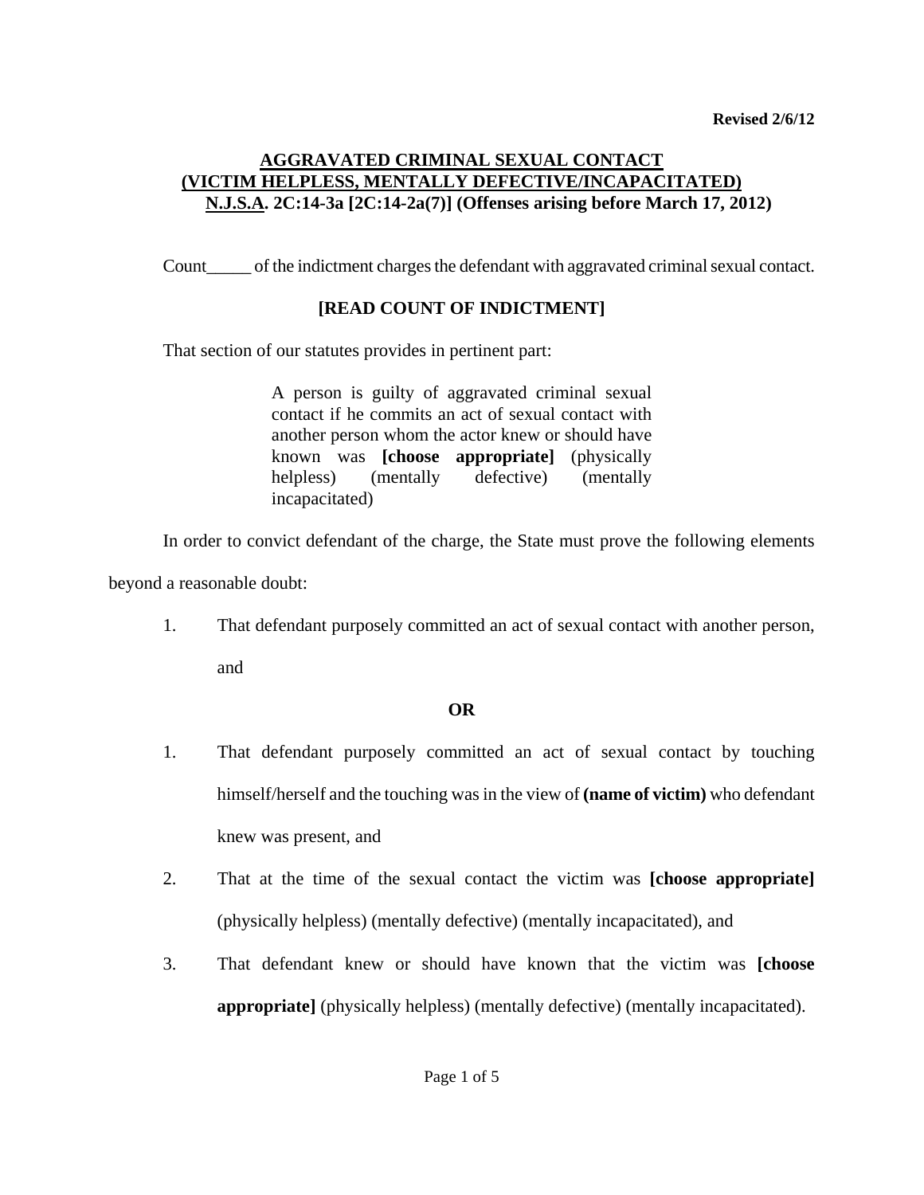**Revised 2/6/12**

## AGGRAVATED CRIMINAL SEXUAL CONTACT (VICTIM HELPLESS, MENTALLY DEFECTIVE/INCAPACITATED) N.J.S.A. 2C:14-3a [2C:14-2a(7)] (Offenses arising before March 17, 2012)

Count_____ of the indictment charges the defendant with aggravated criminal sexual contact.

**[READ COUNT OF INDICTMENT]**

That section of our statutes provides in pertinent part:

> A person is guilty of aggravated criminal sexual contact if he commits an act of sexual contact with another person whom the actor knew or should have known was **[choose appropriate]** (physically helpless) (mentally defective) (mentally incapacitated)

In order to convict defendant of the charge, the State must prove the following elements beyond a reasonable doubt:

1. That defendant purposely committed an act of sexual contact with another person, and

**OR**

1. That defendant purposely committed an act of sexual contact by touching himself/herself and the touching was in the view of **(name of victim)** who defendant knew was present, and
2. That at the time of the sexual contact the victim was **[choose appropriate]** (physically helpless) (mentally defective) (mentally incapacitated), and
3. That defendant knew or should have known that the victim was **[choose appropriate]** (physically helpless) (mentally defective) (mentally incapacitated).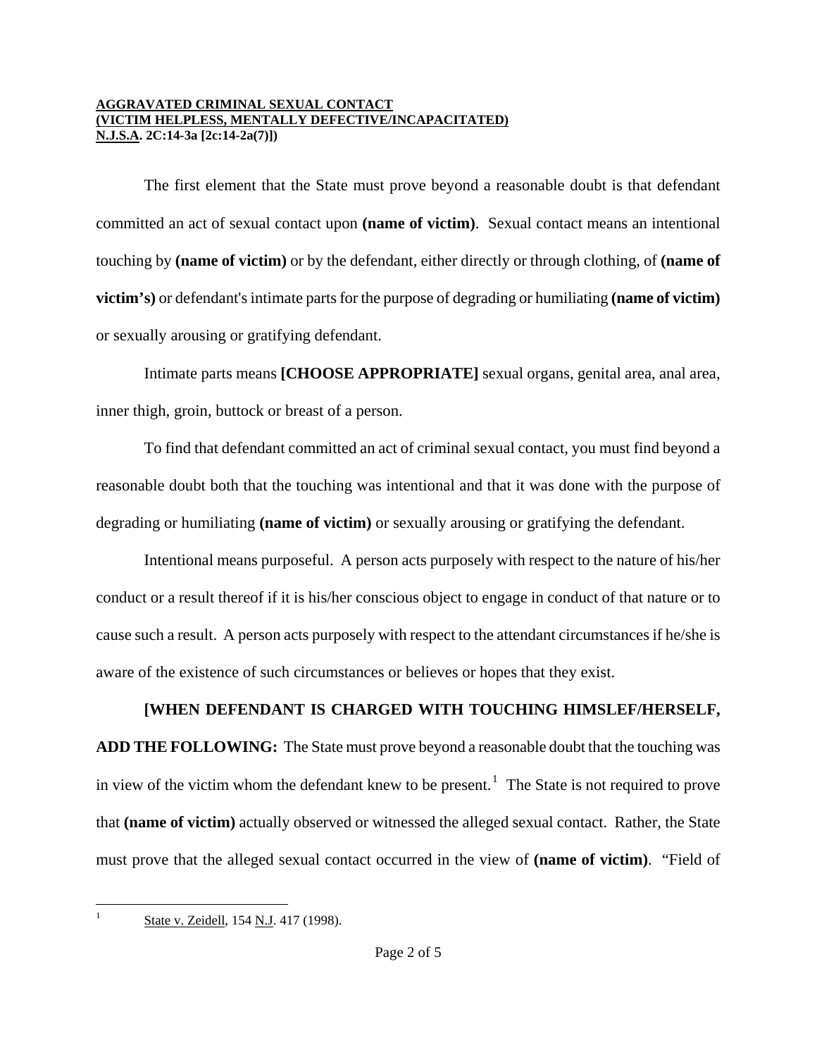**AGGRAVATED CRIMINAL SEXUAL CONTACT**
**(VICTIM HELPLESS, MENTALLY DEFECTIVE/INCAPACITATED)**
**N.J.S.A. 2C:14-3a [2c:14-2a(7)])**

The first element that the State must prove beyond a reasonable doubt is that defendant committed an act of sexual contact upon **(name of victim)**. Sexual contact means an intentional touching by **(name of victim)** or by the defendant, either directly or through clothing, of **(name of victim's)** or defendant's intimate parts for the purpose of degrading or humiliating **(name of victim)** or sexually arousing or gratifying defendant.

Intimate parts means **[CHOOSE APPROPRIATE]** sexual organs, genital area, anal area, inner thigh, groin, buttock or breast of a person.

To find that defendant committed an act of criminal sexual contact, you must find beyond a reasonable doubt both that the touching was intentional and that it was done with the purpose of degrading or humiliating **(name of victim)** or sexually arousing or gratifying the defendant.

Intentional means purposeful. A person acts purposely with respect to the nature of his/her conduct or a result thereof if it is his/her conscious object to engage in conduct of that nature or to cause such a result. A person acts purposely with respect to the attendant circumstances if he/she is aware of the existence of such circumstances or believes or hopes that they exist.

**[WHEN DEFENDANT IS CHARGED WITH TOUCHING HIMSLEF/HERSELF, ADD THE FOLLOWING:** The State must prove beyond a reasonable doubt that the touching was in view of the victim whom the defendant knew to be present.[1] The State is not required to prove that **(name of victim)** actually observed or witnessed the alleged sexual contact. Rather, the State must prove that the alleged sexual contact occurred in the view of **(name of victim)**. "Field of

---

[1] State v. Zeidell, 154 N.J. 417 (1998).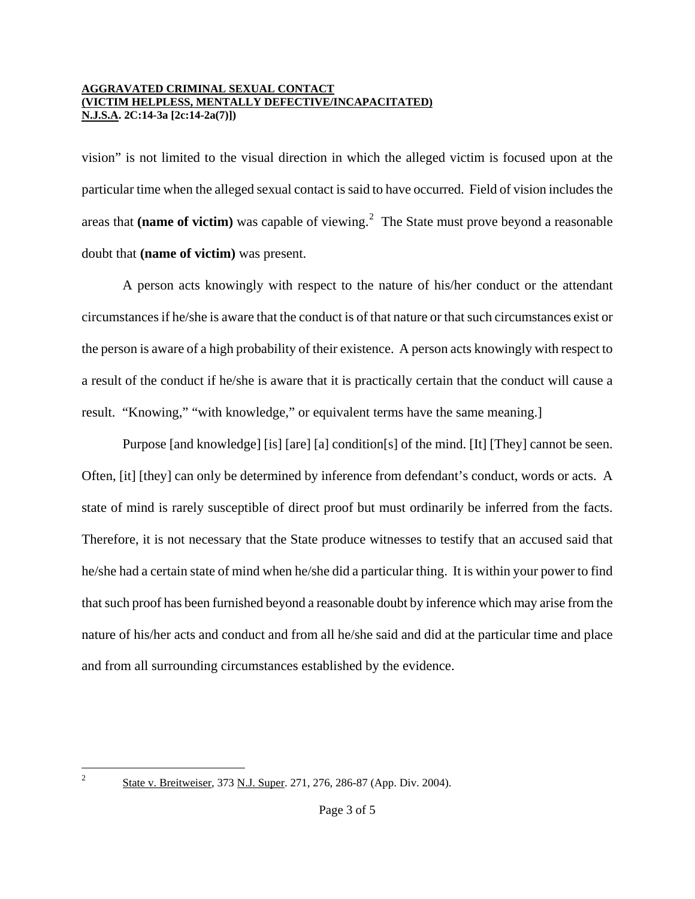vision" is not limited to the visual direction in which the alleged victim is focused upon at the particular time when the alleged sexual contact is said to have occurred. Field of vision includes the areas that **(name of victim)** was capable of viewing.[2] The State must prove beyond a reasonable doubt that **(name of victim)** was present.

A person acts knowingly with respect to the nature of his/her conduct or the attendant circumstances if he/she is aware that the conduct is of that nature or that such circumstances exist or the person is aware of a high probability of their existence. A person acts knowingly with respect to a result of the conduct if he/she is aware that it is practically certain that the conduct will cause a result. "Knowing," "with knowledge," or equivalent terms have the same meaning.]

Purpose [and knowledge] [is] [are] [a] condition[s] of the mind. [It] [They] cannot be seen. Often, [it] [they] can only be determined by inference from defendant's conduct, words or acts. A state of mind is rarely susceptible of direct proof but must ordinarily be inferred from the facts. Therefore, it is not necessary that the State produce witnesses to testify that an accused said that he/she had a certain state of mind when he/she did a particular thing. It is within your power to find that such proof has been furnished beyond a reasonable doubt by inference which may arise from the nature of his/her acts and conduct and from all he/she said and did at the particular time and place and from all surrounding circumstances established by the evidence.

---

[2] State v. Breitweiser, 373 N.J. Super. 271, 276, 286-87 (App. Div. 2004).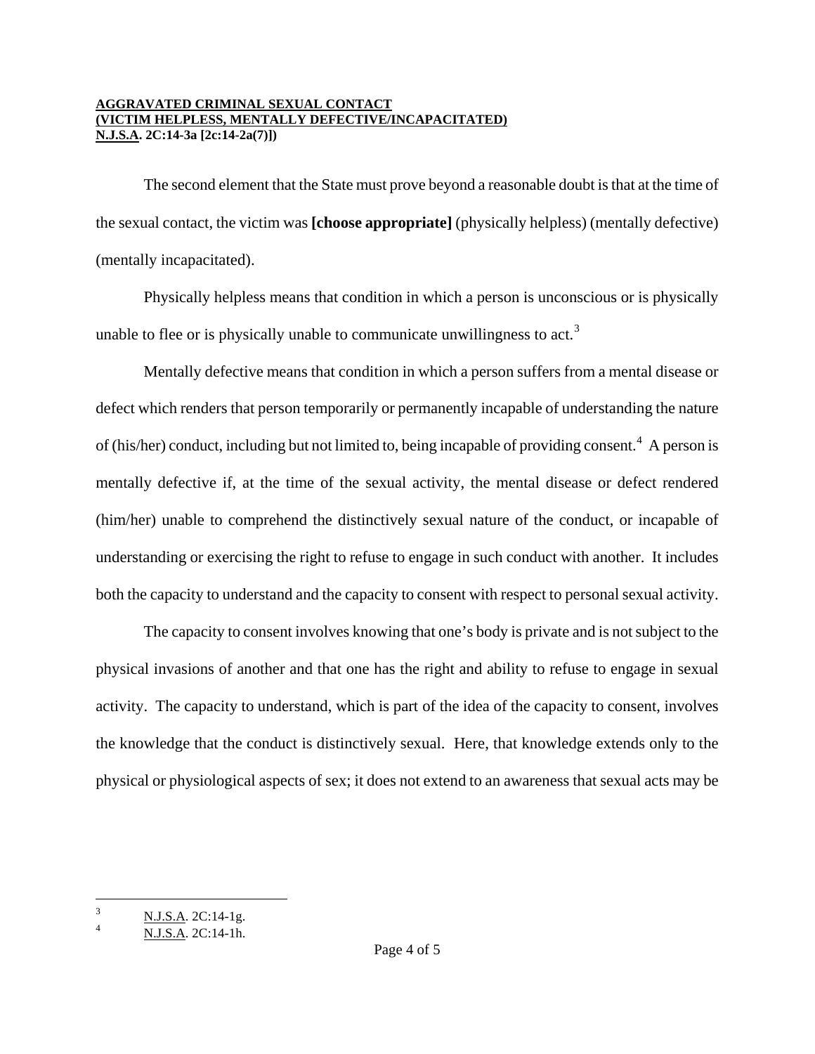**AGGRAVATED CRIMINAL SEXUAL CONTACT**
**(VICTIM HELPLESS, MENTALLY DEFECTIVE/INCAPACITATED)**
**N.J.S.A. 2C:14-3a [2c:14-2a(7)])**

The second element that the State must prove beyond a reasonable doubt is that at the time of the sexual contact, the victim was **[choose appropriate]** (physically helpless) (mentally defective) (mentally incapacitated).

Physically helpless means that condition in which a person is unconscious or is physically unable to flee or is physically unable to communicate unwillingness to act.[3]

Mentally defective means that condition in which a person suffers from a mental disease or defect which renders that person temporarily or permanently incapable of understanding the nature of (his/her) conduct, including but not limited to, being incapable of providing consent.[4] A person is mentally defective if, at the time of the sexual activity, the mental disease or defect rendered (him/her) unable to comprehend the distinctively sexual nature of the conduct, or incapable of understanding or exercising the right to refuse to engage in such conduct with another. It includes both the capacity to understand and the capacity to consent with respect to personal sexual activity.

The capacity to consent involves knowing that one's body is private and is not subject to the physical invasions of another and that one has the right and ability to refuse to engage in sexual activity. The capacity to understand, which is part of the idea of the capacity to consent, involves the knowledge that the conduct is distinctively sexual. Here, that knowledge extends only to the physical or physiological aspects of sex; it does not extend to an awareness that sexual acts may be

---

[3] N.J.S.A. 2C:14-1g.

[4] N.J.S.A. 2C:14-1h.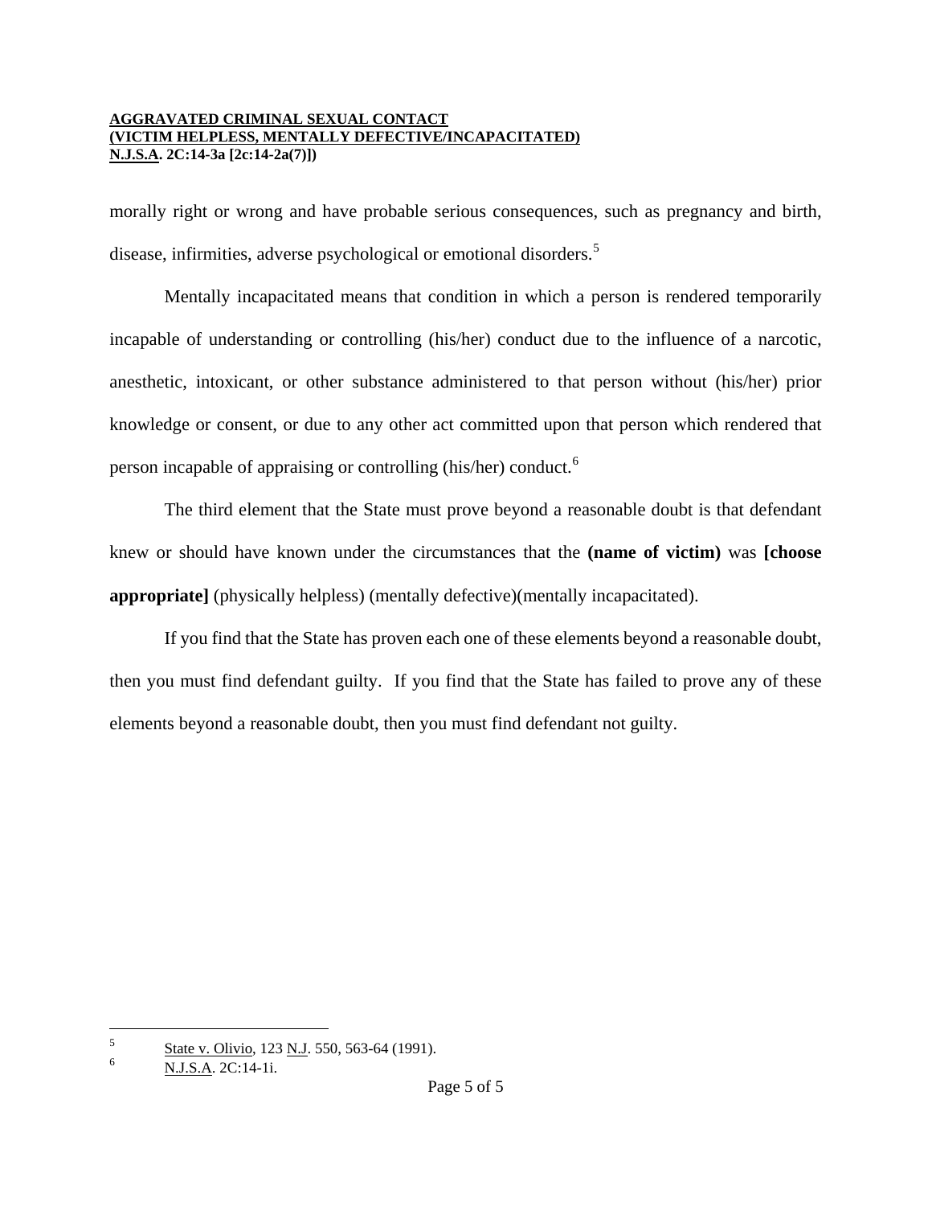morally right or wrong and have probable serious consequences, such as pregnancy and birth, disease, infirmities, adverse psychological or emotional disorders.[5]

Mentally incapacitated means that condition in which a person is rendered temporarily incapable of understanding or controlling (his/her) conduct due to the influence of a narcotic, anesthetic, intoxicant, or other substance administered to that person without (his/her) prior knowledge or consent, or due to any other act committed upon that person which rendered that person incapable of appraising or controlling (his/her) conduct.[6]

The third element that the State must prove beyond a reasonable doubt is that defendant knew or should have known under the circumstances that the **(name of victim)** was **[choose appropriate]** (physically helpless) (mentally defective)(mentally incapacitated).

If you find that the State has proven each one of these elements beyond a reasonable doubt, then you must find defendant guilty. If you find that the State has failed to prove any of these elements beyond a reasonable doubt, then you must find defendant not guilty.

---

[5] State v. Olivio, 123 N.J. 550, 563-64 (1991).

[6] N.J.S.A. 2C:14-1i.